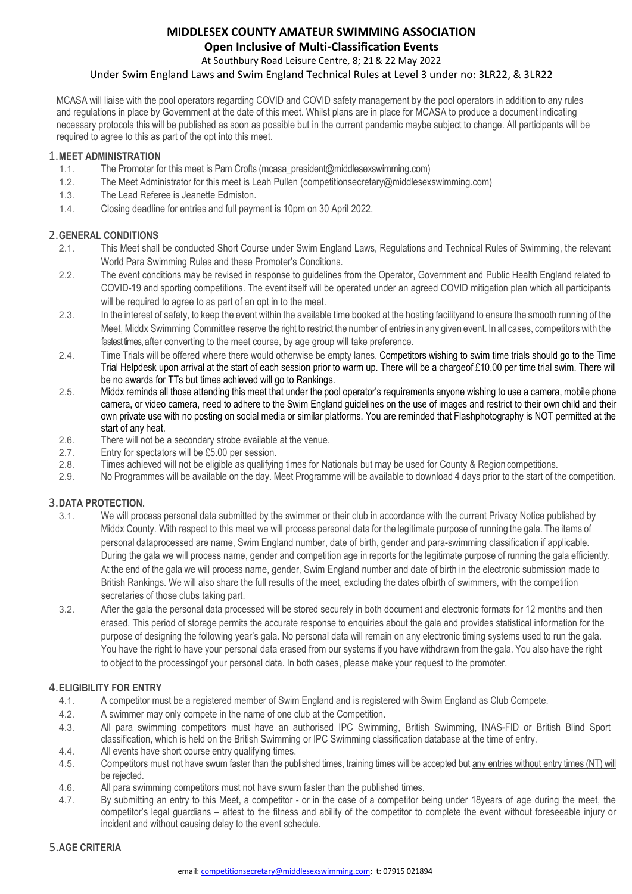# MIDDLESEX COUNTY AMATEUR SWIMMING ASSOCIATION

## Open Inclusive of Multi-Classification Events

At Southbury Road Leisure Centre, 8; 21 & 22 May 2022

Under Swim England Laws and Swim England Technical Rules at Level 3 under no: 3LR22, & 3LR22

MCASA will liaise with the pool operators regarding COVID and COVID safety management by the pool operators in addition to any rules and regulations in place by Government at the date of this meet. Whilst plans are in place for MCASA to produce a document indicating necessary protocols this will be published as soon as possible but in the current pandemic maybe subject to change. All participants will be required to agree to this as part of the opt into this meet.

### 1. MEET ADMINISTRATION

1.1. The Promoter for this meet is Pam Crofts (mcasa_president@middlesexswimming.com)

1.2. The Meet Administrator for this meet is Leah Pullen (competitionsecretary@middlesexswimming.com)

1.3. The Lead Referee is Jeanette Edmiston.

1.4. Closing deadline for entries and full payment is 10pm on 30 April 2022.

### 2. GENERAL CONDITIONS

2.1. This Meet shall be conducted Short Course under Swim England Laws, Regulations and Technical Rules of Swimming, the relevant World Para Swimming Rules and these Promoter's Conditions.

2.2. The event conditions may be revised in response to guidelines from the Operator, Government and Public Health England related to COVID-19 and sporting competitions. The event itself will be operated under an agreed COVID mitigation plan which all participants will be required to agree to as part of an opt in to the meet.

2.3. In the interest of safety, to keep the event within the available time booked at the hosting facilityand to ensure the smooth running of the Meet, Middx Swimming Committee reserve the right to restrict the number of entries in any given event. In all cases, competitors with the fastest times, after converting to the meet course, by age group will take preference.

2.4. Time Trials will be offered where there would otherwise be empty lanes. Competitors wishing to swim time trials should go to the Time Trial Helpdesk upon arrival at the start of each session prior to warm up. There will be a chargeof £10.00 per time trial swim. There will be no awards for TTs but times achieved will go to Rankings.

2.5. Middx reminds all those attending this meet that under the pool operator's requirements anyone wishing to use a camera, mobile phone camera, or video camera, need to adhere to the Swim England guidelines on the use of images and restrict to their own child and their own private use with no posting on social media or similar platforms. You are reminded that Flashphotography is NOT permitted at the start of any heat.

2.6. There will not be a secondary strobe available at the venue.

2.7. Entry for spectators will be £5.00 per session.

2.8. Times achieved will not be eligible as qualifying times for Nationals but may be used for County & Region competitions.

2.9. No Programmes will be available on the day. Meet Programme will be available to download 4 days prior to the start of the competition.

### 3. DATA PROTECTION.

3.1. We will process personal data submitted by the swimmer or their club in accordance with the current Privacy Notice published by Middx County. With respect to this meet we will process personal data for the legitimate purpose of running the gala. The items of personal dataprocessed are name, Swim England number, date of birth, gender and para-swimming classification if applicable. During the gala we will process name, gender and competition age in reports for the legitimate purpose of running the gala efficiently. At the end of the gala we will process name, gender, Swim England number and date of birth in the electronic submission made to British Rankings. We will also share the full results of the meet, excluding the dates ofbirth of swimmers, with the competition secretaries of those clubs taking part.

3.2. After the gala the personal data processed will be stored securely in both document and electronic formats for 12 months and then erased. This period of storage permits the accurate response to enquiries about the gala and provides statistical information for the purpose of designing the following year's gala. No personal data will remain on any electronic timing systems used to run the gala. You have the right to have your personal data erased from our systems if you have withdrawn from the gala. You also have the right to object to the processingof your personal data. In both cases, please make your request to the promoter.

### 4. ELIGIBILITY FOR ENTRY

4.1. A competitor must be a registered member of Swim England and is registered with Swim England as Club Compete.

4.2. A swimmer may only compete in the name of one club at the Competition.

4.3. All para swimming competitors must have an authorised IPC Swimming, British Swimming, INAS-FID or British Blind Sport classification, which is held on the British Swimming or IPC Swimming classification database at the time of entry.

4.4. All events have short course entry qualifying times.

4.5. Competitors must not have swum faster than the published times, training times will be accepted but <u>any entries without entry times (NT) will be rejected</u>.

4.6. All para swimming competitors must not have swum faster than the published times.

4.7. By submitting an entry to this Meet, a competitor - or in the case of a competitor being under 18years of age during the meet, the competitor's legal guardians – attest to the fitness and ability of the competitor to complete the event without foreseeable injury or incident and without causing delay to the event schedule.

### 5. AGE CRITERIA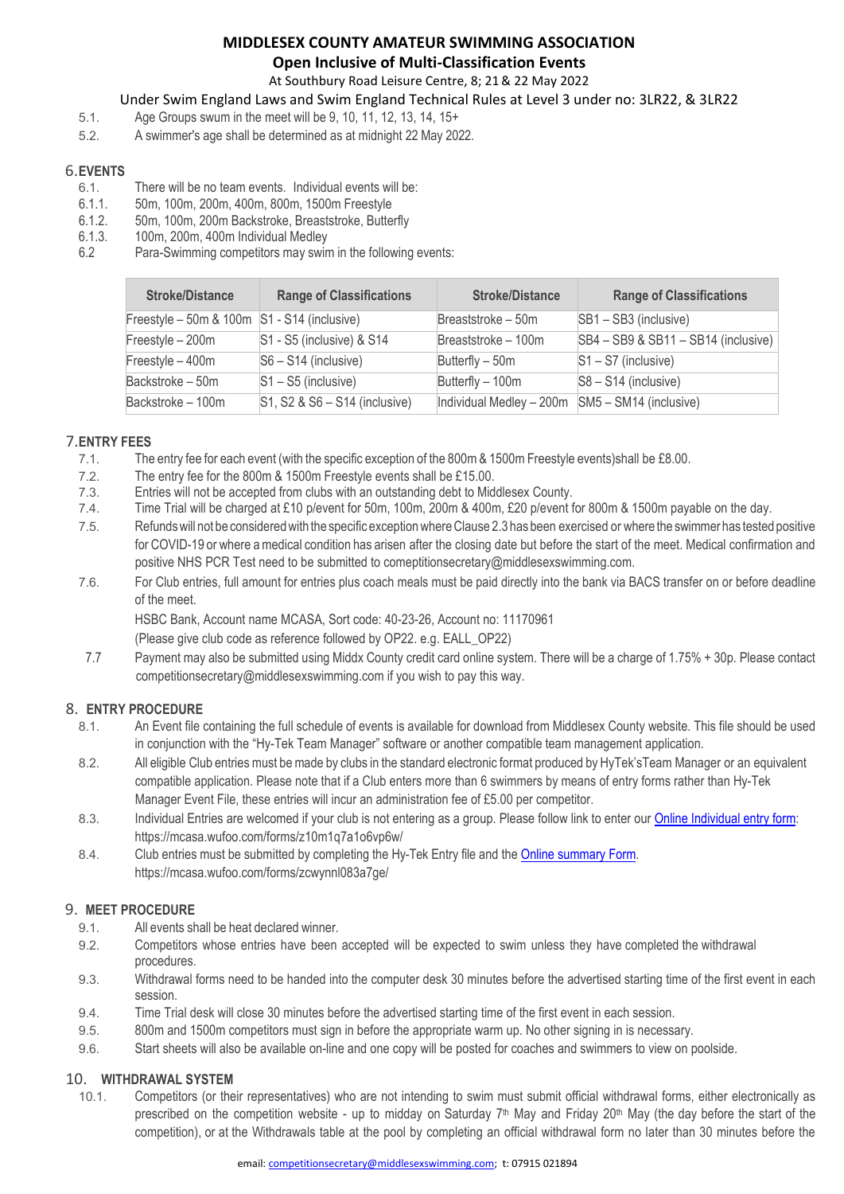# MIDDLESEX COUNTY AMATEUR SWIMMING ASSOCIATION

## Open Inclusive of Multi-Classification Events

At Southbury Road Leisure Centre, 8; 21 & 22 May 2022

Under Swim England Laws and Swim England Technical Rules at Level 3 under no: 3LR22, & 3LR22

5.1. Age Groups swum in the meet will be 9, 10, 11, 12, 13, 14, 15+

5.2. A swimmer's age shall be determined as at midnight 22 May 2022.

## 6. EVENTS

6.1. There will be no team events. Individual events will be:

6.1.1. 50m, 100m, 200m, 400m, 800m, 1500m Freestyle

6.1.2. 50m, 100m, 200m Backstroke, Breaststroke, Butterfly

6.1.3. 100m, 200m, 400m Individual Medley

6.2 Para-Swimming competitors may swim in the following events:

| Stroke/Distance | Range of Classifications | Stroke/Distance | Range of Classifications |
|---|---|---|---|
| Freestyle – 50m & 100m | S1 - S14 (inclusive) | Breaststroke – 50m | SB1 – SB3 (inclusive) |
| Freestyle – 200m | S1 - S5 (inclusive) & S14 | Breaststroke – 100m | SB4 – SB9 & SB11 – SB14 (inclusive) |
| Freestyle – 400m | S6 – S14 (inclusive) | Butterfly – 50m | S1 – S7 (inclusive) |
| Backstroke – 50m | S1 – S5 (inclusive) | Butterfly – 100m | S8 – S14 (inclusive) |
| Backstroke – 100m | S1, S2 & S6 – S14 (inclusive) | Individual Medley – 200m | SM5 – SM14 (inclusive) |

## 7. ENTRY FEES

7.1. The entry fee for each event (with the specific exception of the 800m & 1500m Freestyle events)shall be £8.00.

7.2. The entry fee for the 800m & 1500m Freestyle events shall be £15.00.

7.3. Entries will not be accepted from clubs with an outstanding debt to Middlesex County.

7.4. Time Trial will be charged at £10 p/event for 50m, 100m, 200m & 400m, £20 p/event for 800m & 1500m payable on the day.

7.5. Refunds will not be considered with the specific exception where Clause 2.3 has been exercised or where the swimmer has tested positive for COVID-19 or where a medical condition has arisen after the closing date but before the start of the meet. Medical confirmation and positive NHS PCR Test need to be submitted to comeptitionsecretary@middlesexswimming.com.

7.6. For Club entries, full amount for entries plus coach meals must be paid directly into the bank via BACS transfer on or before deadline of the meet.

HSBC Bank, Account name MCASA, Sort code: 40-23-26, Account no: 11170961

(Please give club code as reference followed by OP22. e.g. EALL_OP22)

7.7 Payment may also be submitted using Middx County credit card online system. There will be a charge of 1.75% + 30p. Please contact competitionsecretary@middlesexswimming.com if you wish to pay this way.

## 8. ENTRY PROCEDURE

8.1. An Event file containing the full schedule of events is available for download from Middlesex County website. This file should be used in conjunction with the "Hy-Tek Team Manager" software or another compatible team management application.

8.2. All eligible Club entries must be made by clubs in the standard electronic format produced by HyTek'sTeam Manager or an equivalent compatible application. Please note that if a Club enters more than 6 swimmers by means of entry forms rather than Hy-Tek Manager Event File, these entries will incur an administration fee of £5.00 per competitor.

8.3. Individual Entries are welcomed if your club is not entering as a group. Please follow link to enter our Online Individual entry form: https://mcasa.wufoo.com/forms/z10m1q7a1o6vp6w/

8.4. Club entries must be submitted by completing the Hy-Tek Entry file and the Online summary Form. https://mcasa.wufoo.com/forms/zcwynnl083a7ge/

## 9. MEET PROCEDURE

9.1. All events shall be heat declared winner.

9.2. Competitors whose entries have been accepted will be expected to swim unless they have completed the withdrawal procedures.

9.3. Withdrawal forms need to be handed into the computer desk 30 minutes before the advertised starting time of the first event in each session.

9.4. Time Trial desk will close 30 minutes before the advertised starting time of the first event in each session.

9.5. 800m and 1500m competitors must sign in before the appropriate warm up. No other signing in is necessary.

9.6. Start sheets will also be available on-line and one copy will be posted for coaches and swimmers to view on poolside.

## 10. WITHDRAWAL SYSTEM

10.1. Competitors (or their representatives) who are not intending to swim must submit official withdrawal forms, either electronically as prescribed on the competition website - up to midday on Saturday 7th May and Friday 20th May (the day before the start of the competition), or at the Withdrawals table at the pool by completing an official withdrawal form no later than 30 minutes before the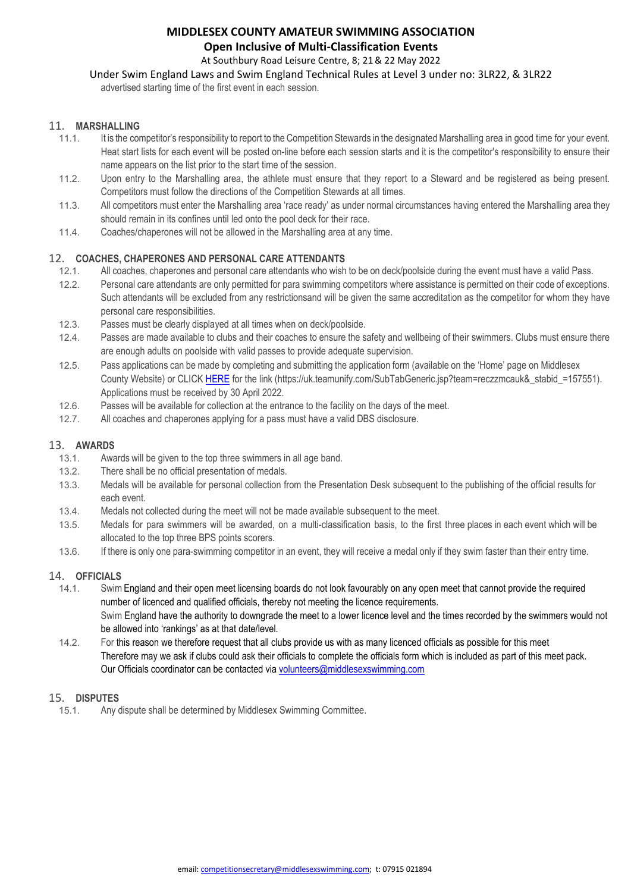advertised starting time of the first event in each session.

## 11. MARSHALLING

11.1. It is the competitor's responsibility to report to the Competition Stewards in the designated Marshalling area in good time for your event. Heat start lists for each event will be posted on-line before each session starts and it is the competitor's responsibility to ensure their name appears on the list prior to the start time of the session.

11.2. Upon entry to the Marshalling area, the athlete must ensure that they report to a Steward and be registered as being present. Competitors must follow the directions of the Competition Stewards at all times.

11.3. All competitors must enter the Marshalling area 'race ready' as under normal circumstances having entered the Marshalling area they should remain in its confines until led onto the pool deck for their race.

11.4. Coaches/chaperones will not be allowed in the Marshalling area at any time.

## 12. COACHES, CHAPERONES AND PERSONAL CARE ATTENDANTS

12.1. All coaches, chaperones and personal care attendants who wish to be on deck/poolside during the event must have a valid Pass.

12.2. Personal care attendants are only permitted for para swimming competitors where assistance is permitted on their code of exceptions. Such attendants will be excluded from any restrictionsand will be given the same accreditation as the competitor for whom they have personal care responsibilities.

12.3. Passes must be clearly displayed at all times when on deck/poolside.

12.4. Passes are made available to clubs and their coaches to ensure the safety and wellbeing of their swimmers. Clubs must ensure there are enough adults on poolside with valid passes to provide adequate supervision.

12.5. Pass applications can be made by completing and submitting the application form (available on the 'Home' page on Middlesex County Website) or CLICK HERE for the link (https://uk.teamunify.com/SubTabGeneric.jsp?team=reczzmcauk&_stabid_=157551). Applications must be received by 30 April 2022.

12.6. Passes will be available for collection at the entrance to the facility on the days of the meet.

12.7. All coaches and chaperones applying for a pass must have a valid DBS disclosure.

## 13. AWARDS

13.1. Awards will be given to the top three swimmers in all age band.

13.2. There shall be no official presentation of medals.

13.3. Medals will be available for personal collection from the Presentation Desk subsequent to the publishing of the official results for each event.

13.4. Medals not collected during the meet will not be made available subsequent to the meet.

13.5. Medals for para swimmers will be awarded, on a multi-classification basis, to the first three places in each event which will be allocated to the top three BPS points scorers.

13.6. If there is only one para-swimming competitor in an event, they will receive a medal only if they swim faster than their entry time.

## 14. OFFICIALS

14.1. Swim England and their open meet licensing boards do not look favourably on any open meet that cannot provide the required number of licenced and qualified officials, thereby not meeting the licence requirements.
Swim England have the authority to downgrade the meet to a lower licence level and the times recorded by the swimmers would not be allowed into 'rankings' as at that date/level.

14.2. For this reason we therefore request that all clubs provide us with as many licenced officials as possible for this meet
Therefore may we ask if clubs could ask their officials to complete the officials form which is included as part of this meet pack. Our Officials coordinator can be contacted via volunteers@middlesexswimming.com

## 15. DISPUTES

15.1. Any dispute shall be determined by Middlesex Swimming Committee.